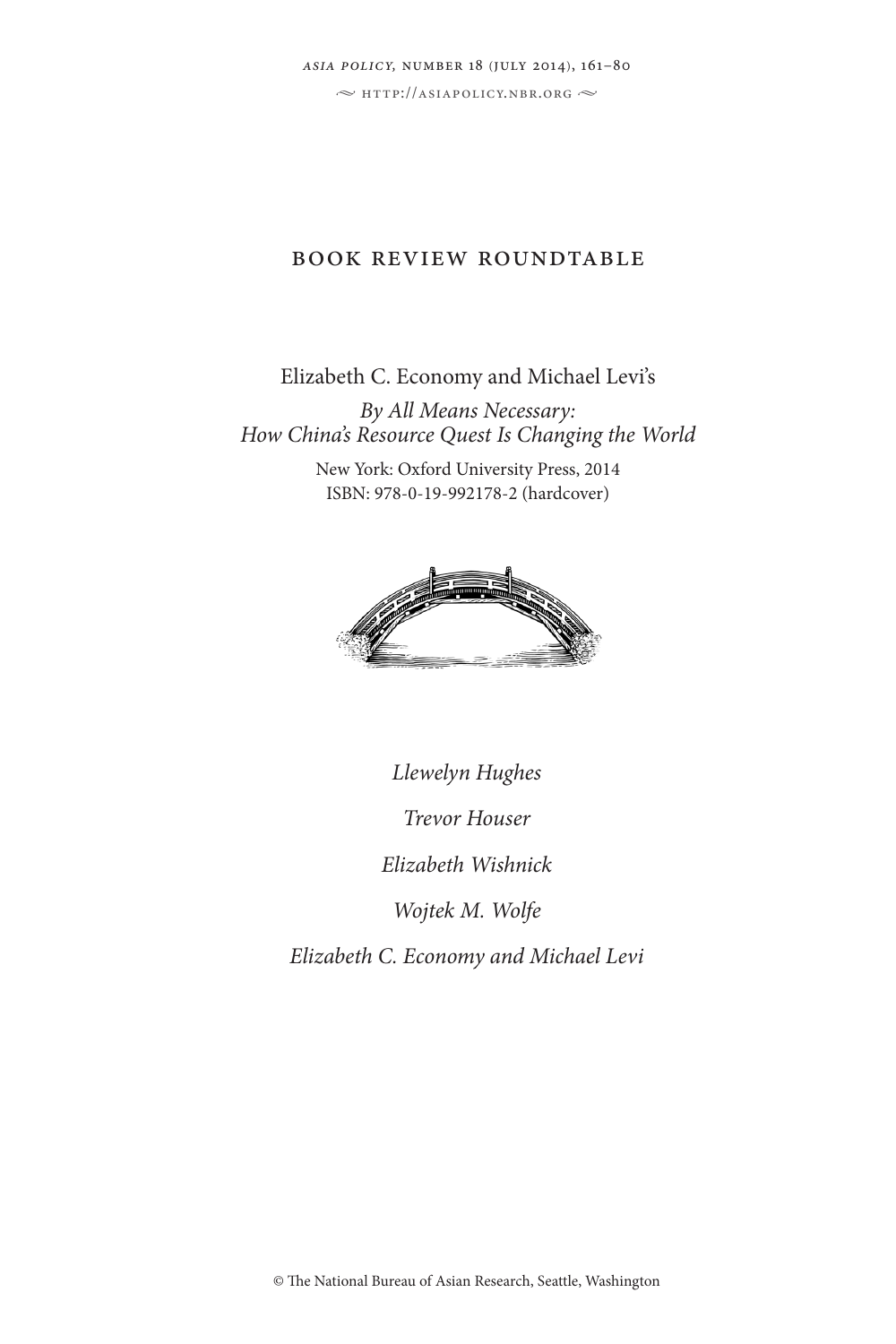# BOOK REVIEW ROUNDTABLE

Elizabeth C. Economy and Michael Levi's

*By All Means Necessary: How China's Resource Quest Is Changing the World*

New York: Oxford University Press, 2014
ISBN: 978-0-19-992178-2 (hardcover)

*Llewelyn Hughes*

*Trevor Houser*

*Elizabeth Wishnick*

*Wojtek M. Wolfe*

*Elizabeth C. Economy and Michael Levi*

© The National Bureau of Asian Research, Seattle, Washington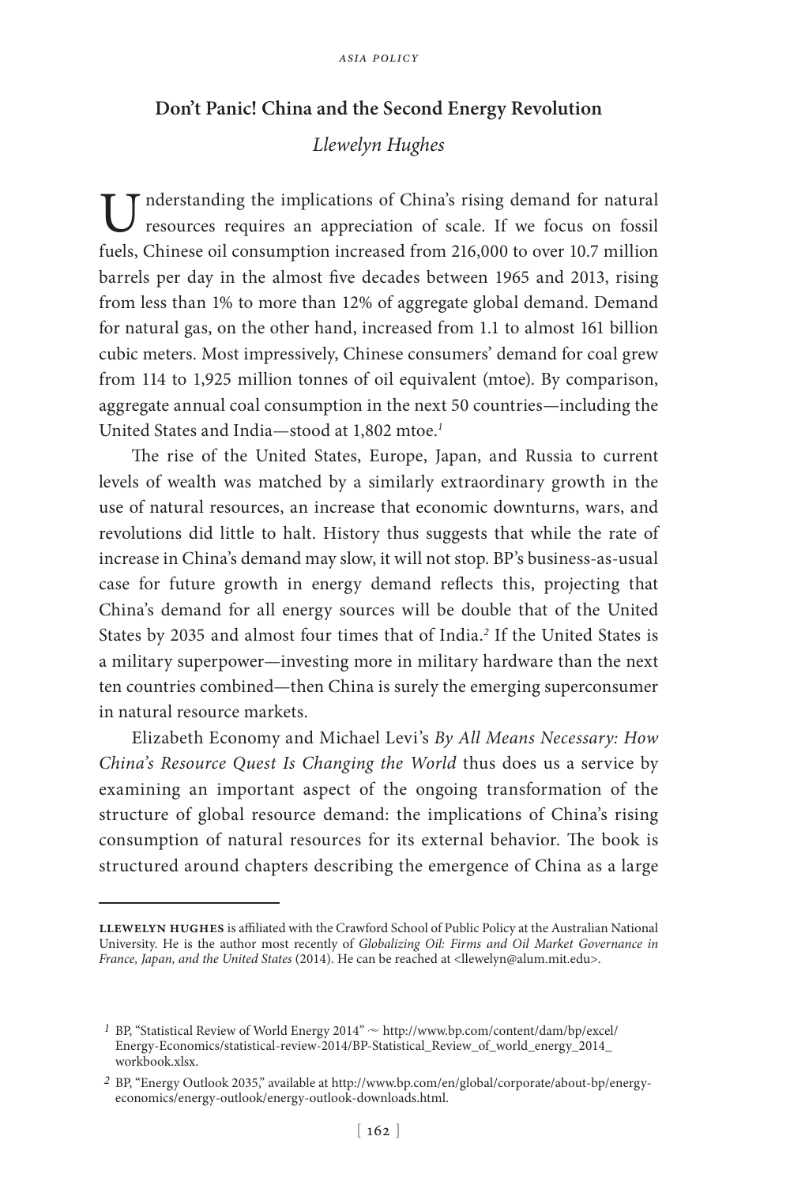## Don't Panic! China and the Second Energy Revolution

*Llewelyn Hughes*

Understanding the implications of China's rising demand for natural resources requires an appreciation of scale. If we focus on fossil fuels, Chinese oil consumption increased from 216,000 to over 10.7 million barrels per day in the almost five decades between 1965 and 2013, rising from less than 1% to more than 12% of aggregate global demand. Demand for natural gas, on the other hand, increased from 1.1 to almost 161 billion cubic meters. Most impressively, Chinese consumers' demand for coal grew from 114 to 1,925 million tonnes of oil equivalent (mtoe). By comparison, aggregate annual coal consumption in the next 50 countries—including the United States and India—stood at 1,802 mtoe.[1]

The rise of the United States, Europe, Japan, and Russia to current levels of wealth was matched by a similarly extraordinary growth in the use of natural resources, an increase that economic downturns, wars, and revolutions did little to halt. History thus suggests that while the rate of increase in China's demand may slow, it will not stop. BP's business-as-usual case for future growth in energy demand reflects this, projecting that China's demand for all energy sources will be double that of the United States by 2035 and almost four times that of India.[2] If the United States is a military superpower—investing more in military hardware than the next ten countries combined—then China is surely the emerging superconsumer in natural resource markets.

Elizabeth Economy and Michael Levi's *By All Means Necessary: How China's Resource Quest Is Changing the World* thus does us a service by examining an important aspect of the ongoing transformation of the structure of global resource demand: the implications of China's rising consumption of natural resources for its external behavior. The book is structured around chapters describing the emergence of China as a large

---

**LLEWELYN HUGHES** is affiliated with the Crawford School of Public Policy at the Australian National University. He is the author most recently of *Globalizing Oil: Firms and Oil Market Governance in France, Japan, and the United States* (2014). He can be reached at <llewelyn@alum.mit.edu>.

[1] BP, "Statistical Review of World Energy 2014" ~ http://www.bp.com/content/dam/bp/excel/Energy-Economics/statistical-review-2014/BP-Statistical_Review_of_world_energy_2014_workbook.xlsx.

[2] BP, "Energy Outlook 2035," available at http://www.bp.com/en/global/corporate/about-bp/energy-economics/energy-outlook/energy-outlook-downloads.html.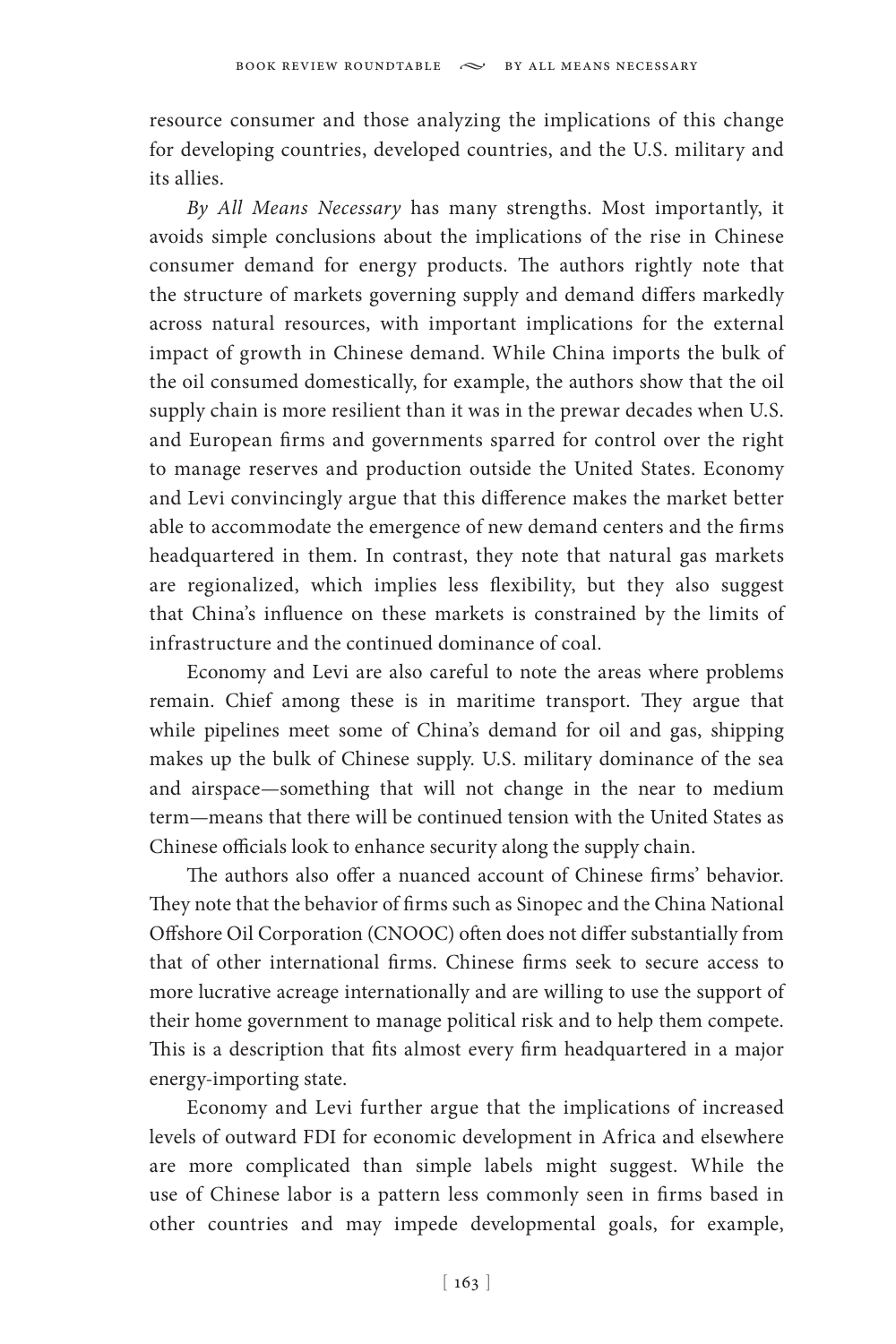resource consumer and those analyzing the implications of this change for developing countries, developed countries, and the U.S. military and its allies.

*By All Means Necessary* has many strengths. Most importantly, it avoids simple conclusions about the implications of the rise in Chinese consumer demand for energy products. The authors rightly note that the structure of markets governing supply and demand differs markedly across natural resources, with important implications for the external impact of growth in Chinese demand. While China imports the bulk of the oil consumed domestically, for example, the authors show that the oil supply chain is more resilient than it was in the prewar decades when U.S. and European firms and governments sparred for control over the right to manage reserves and production outside the United States. Economy and Levi convincingly argue that this difference makes the market better able to accommodate the emergence of new demand centers and the firms headquartered in them. In contrast, they note that natural gas markets are regionalized, which implies less flexibility, but they also suggest that China's influence on these markets is constrained by the limits of infrastructure and the continued dominance of coal.

Economy and Levi are also careful to note the areas where problems remain. Chief among these is in maritime transport. They argue that while pipelines meet some of China's demand for oil and gas, shipping makes up the bulk of Chinese supply. U.S. military dominance of the sea and airspace—something that will not change in the near to medium term—means that there will be continued tension with the United States as Chinese officials look to enhance security along the supply chain.

The authors also offer a nuanced account of Chinese firms' behavior. They note that the behavior of firms such as Sinopec and the China National Offshore Oil Corporation (CNOOC) often does not differ substantially from that of other international firms. Chinese firms seek to secure access to more lucrative acreage internationally and are willing to use the support of their home government to manage political risk and to help them compete. This is a description that fits almost every firm headquartered in a major energy-importing state.

Economy and Levi further argue that the implications of increased levels of outward FDI for economic development in Africa and elsewhere are more complicated than simple labels might suggest. While the use of Chinese labor is a pattern less commonly seen in firms based in other countries and may impede developmental goals, for example,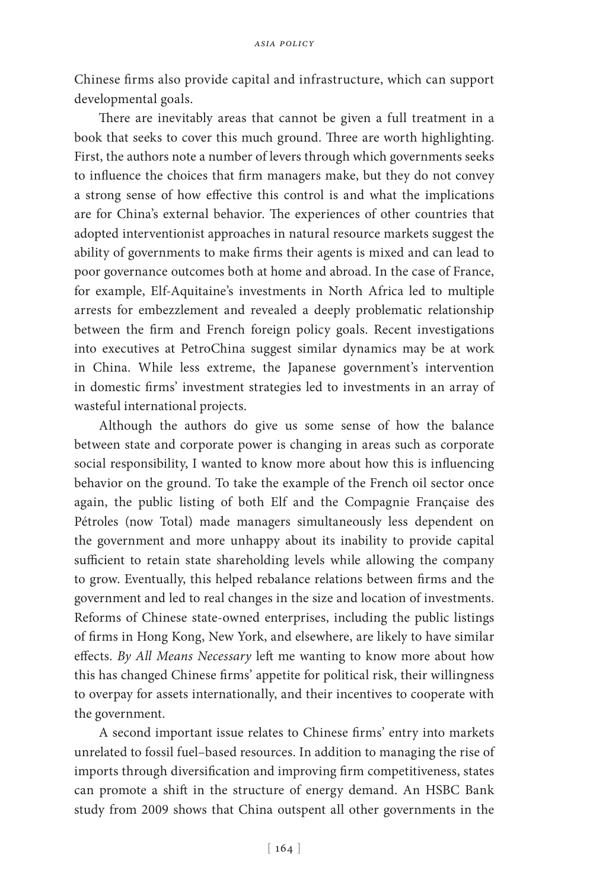Chinese firms also provide capital and infrastructure, which can support developmental goals.

There are inevitably areas that cannot be given a full treatment in a book that seeks to cover this much ground. Three are worth highlighting. First, the authors note a number of levers through which governments seeks to influence the choices that firm managers make, but they do not convey a strong sense of how effective this control is and what the implications are for China's external behavior. The experiences of other countries that adopted interventionist approaches in natural resource markets suggest the ability of governments to make firms their agents is mixed and can lead to poor governance outcomes both at home and abroad. In the case of France, for example, Elf-Aquitaine's investments in North Africa led to multiple arrests for embezzlement and revealed a deeply problematic relationship between the firm and French foreign policy goals. Recent investigations into executives at PetroChina suggest similar dynamics may be at work in China. While less extreme, the Japanese government's intervention in domestic firms' investment strategies led to investments in an array of wasteful international projects.

Although the authors do give us some sense of how the balance between state and corporate power is changing in areas such as corporate social responsibility, I wanted to know more about how this is influencing behavior on the ground. To take the example of the French oil sector once again, the public listing of both Elf and the Compagnie Française des Pétroles (now Total) made managers simultaneously less dependent on the government and more unhappy about its inability to provide capital sufficient to retain state shareholding levels while allowing the company to grow. Eventually, this helped rebalance relations between firms and the government and led to real changes in the size and location of investments. Reforms of Chinese state-owned enterprises, including the public listings of firms in Hong Kong, New York, and elsewhere, are likely to have similar effects. *By All Means Necessary* left me wanting to know more about how this has changed Chinese firms' appetite for political risk, their willingness to overpay for assets internationally, and their incentives to cooperate with the government.

A second important issue relates to Chinese firms' entry into markets unrelated to fossil fuel–based resources. In addition to managing the rise of imports through diversification and improving firm competitiveness, states can promote a shift in the structure of energy demand. An HSBC Bank study from 2009 shows that China outspent all other governments in the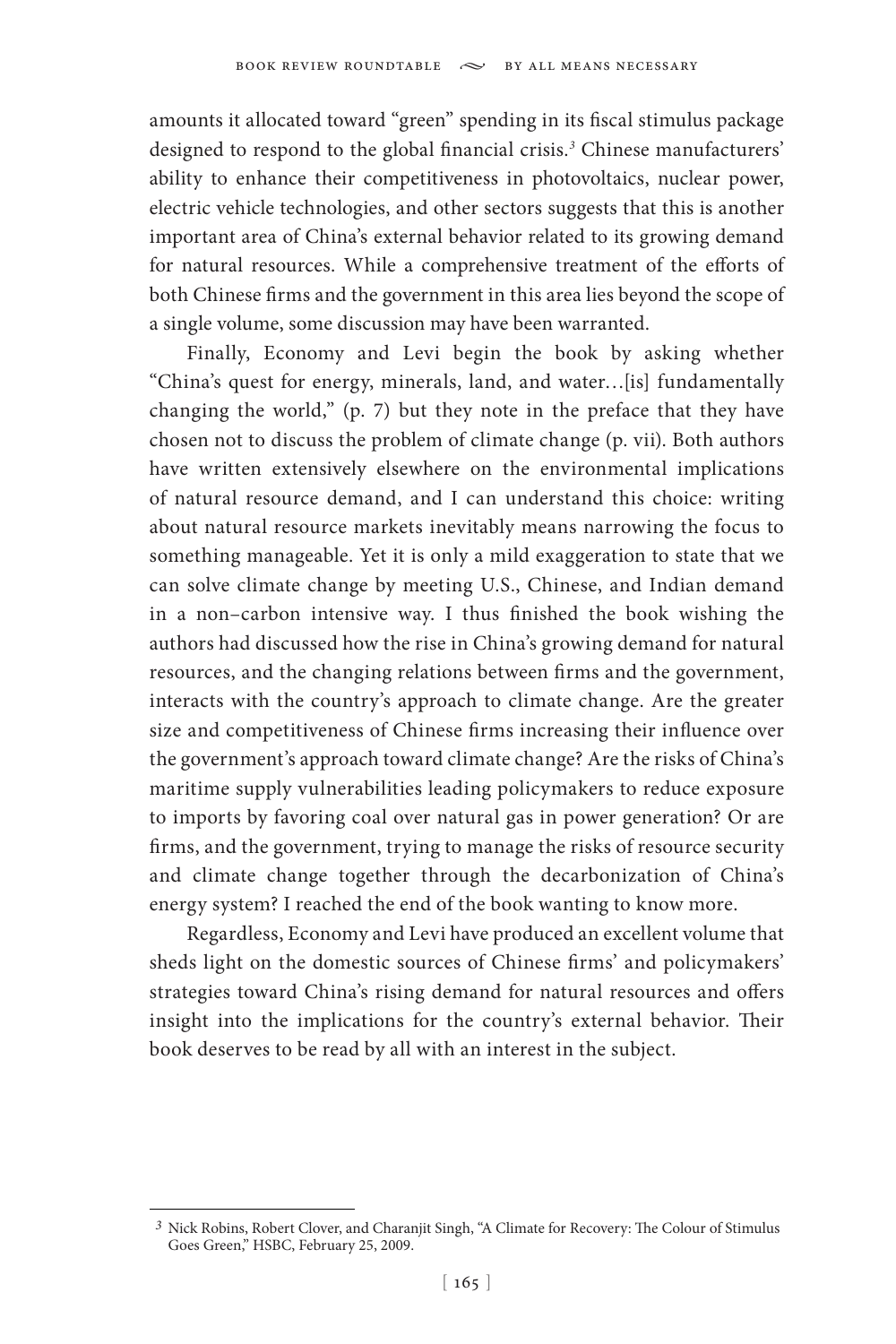amounts it allocated toward "green" spending in its fiscal stimulus package designed to respond to the global financial crisis.[3] Chinese manufacturers' ability to enhance their competitiveness in photovoltaics, nuclear power, electric vehicle technologies, and other sectors suggests that this is another important area of China's external behavior related to its growing demand for natural resources. While a comprehensive treatment of the efforts of both Chinese firms and the government in this area lies beyond the scope of a single volume, some discussion may have been warranted.

Finally, Economy and Levi begin the book by asking whether "China's quest for energy, minerals, land, and water…[is] fundamentally changing the world," (p. 7) but they note in the preface that they have chosen not to discuss the problem of climate change (p. vii). Both authors have written extensively elsewhere on the environmental implications of natural resource demand, and I can understand this choice: writing about natural resource markets inevitably means narrowing the focus to something manageable. Yet it is only a mild exaggeration to state that we can solve climate change by meeting U.S., Chinese, and Indian demand in a non–carbon intensive way. I thus finished the book wishing the authors had discussed how the rise in China's growing demand for natural resources, and the changing relations between firms and the government, interacts with the country's approach to climate change. Are the greater size and competitiveness of Chinese firms increasing their influence over the government's approach toward climate change? Are the risks of China's maritime supply vulnerabilities leading policymakers to reduce exposure to imports by favoring coal over natural gas in power generation? Or are firms, and the government, trying to manage the risks of resource security and climate change together through the decarbonization of China's energy system? I reached the end of the book wanting to know more.

Regardless, Economy and Levi have produced an excellent volume that sheds light on the domestic sources of Chinese firms' and policymakers' strategies toward China's rising demand for natural resources and offers insight into the implications for the country's external behavior. Their book deserves to be read by all with an interest in the subject.

---

[3] Nick Robins, Robert Clover, and Charanjit Singh, "A Climate for Recovery: The Colour of Stimulus Goes Green," HSBC, February 25, 2009.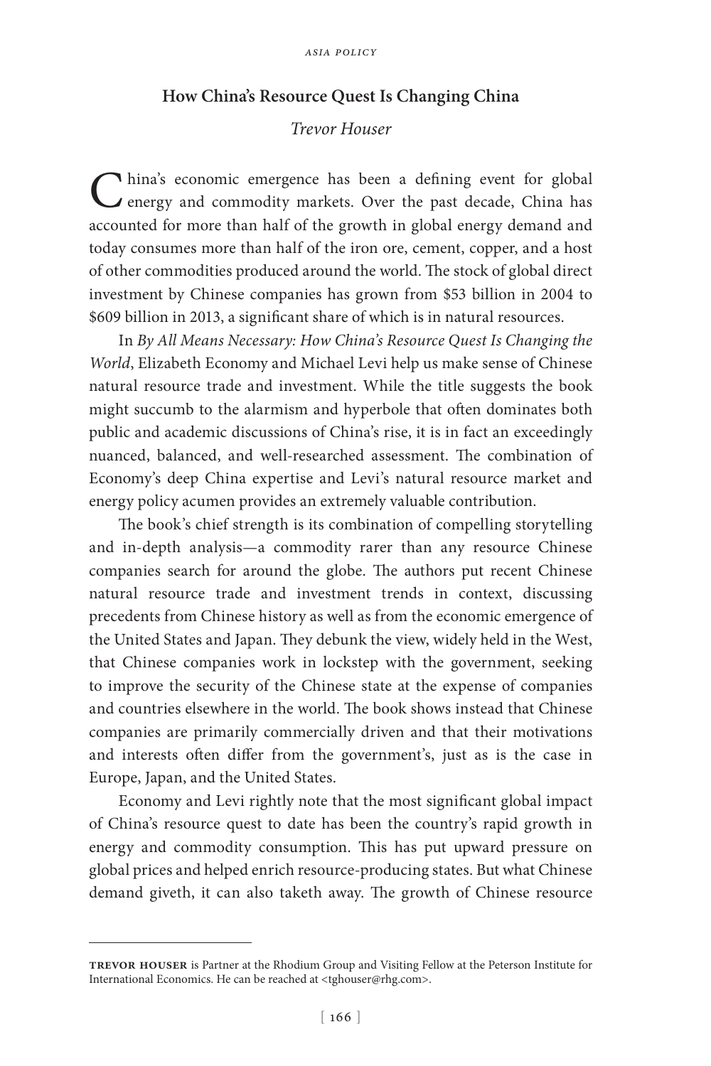## How China's Resource Quest Is Changing China

*Trevor Houser*

China's economic emergence has been a defining event for global energy and commodity markets. Over the past decade, China has accounted for more than half of the growth in global energy demand and today consumes more than half of the iron ore, cement, copper, and a host of other commodities produced around the world. The stock of global direct investment by Chinese companies has grown from $53 billion in 2004 to $609 billion in 2013, a significant share of which is in natural resources.

In *By All Means Necessary: How China's Resource Quest Is Changing the World*, Elizabeth Economy and Michael Levi help us make sense of Chinese natural resource trade and investment. While the title suggests the book might succumb to the alarmism and hyperbole that often dominates both public and academic discussions of China's rise, it is in fact an exceedingly nuanced, balanced, and well-researched assessment. The combination of Economy's deep China expertise and Levi's natural resource market and energy policy acumen provides an extremely valuable contribution.

The book's chief strength is its combination of compelling storytelling and in-depth analysis—a commodity rarer than any resource Chinese companies search for around the globe. The authors put recent Chinese natural resource trade and investment trends in context, discussing precedents from Chinese history as well as from the economic emergence of the United States and Japan. They debunk the view, widely held in the West, that Chinese companies work in lockstep with the government, seeking to improve the security of the Chinese state at the expense of companies and countries elsewhere in the world. The book shows instead that Chinese companies are primarily commercially driven and that their motivations and interests often differ from the government's, just as is the case in Europe, Japan, and the United States.

Economy and Levi rightly note that the most significant global impact of China's resource quest to date has been the country's rapid growth in energy and commodity consumption. This has put upward pressure on global prices and helped enrich resource-producing states. But what Chinese demand giveth, it can also taketh away. The growth of Chinese resource

---

**Trevor Houser** is Partner at the Rhodium Group and Visiting Fellow at the Peterson Institute for International Economics. He can be reached at <tghouser@rhg.com>.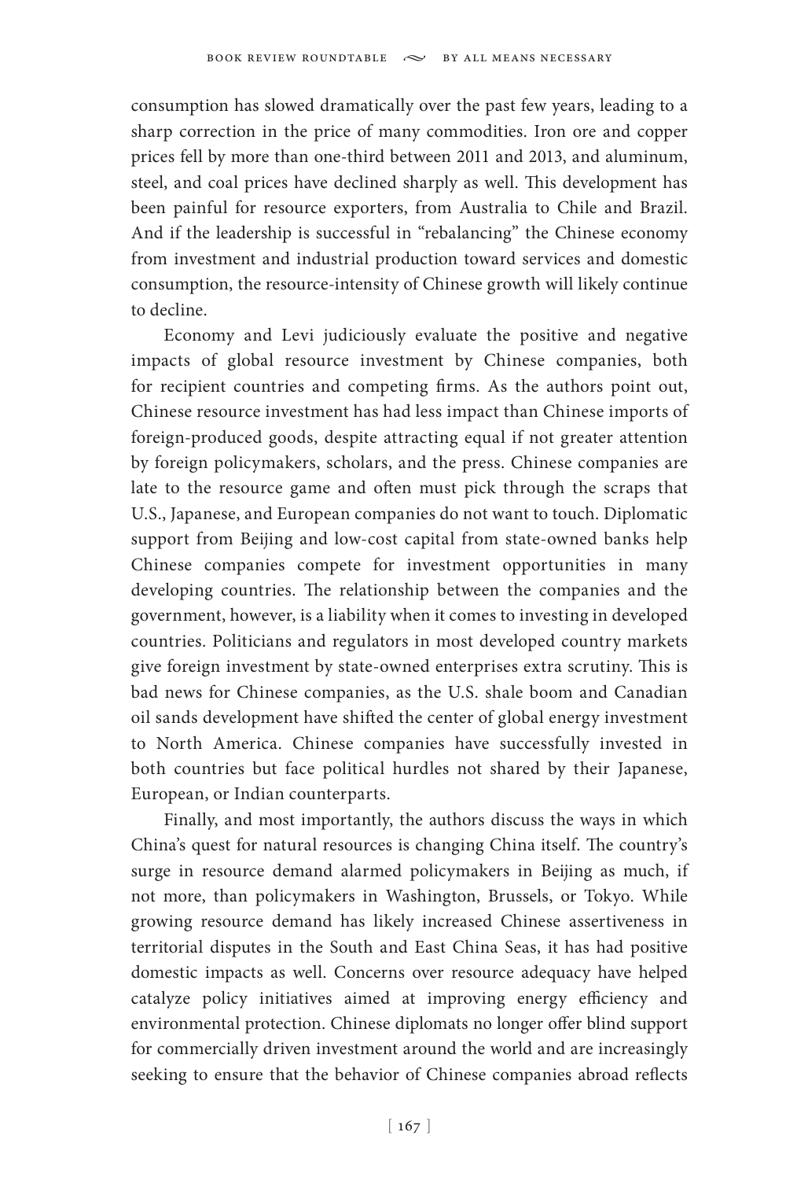consumption has slowed dramatically over the past few years, leading to a sharp correction in the price of many commodities. Iron ore and copper prices fell by more than one-third between 2011 and 2013, and aluminum, steel, and coal prices have declined sharply as well. This development has been painful for resource exporters, from Australia to Chile and Brazil. And if the leadership is successful in "rebalancing" the Chinese economy from investment and industrial production toward services and domestic consumption, the resource-intensity of Chinese growth will likely continue to decline.

Economy and Levi judiciously evaluate the positive and negative impacts of global resource investment by Chinese companies, both for recipient countries and competing firms. As the authors point out, Chinese resource investment has had less impact than Chinese imports of foreign-produced goods, despite attracting equal if not greater attention by foreign policymakers, scholars, and the press. Chinese companies are late to the resource game and often must pick through the scraps that U.S., Japanese, and European companies do not want to touch. Diplomatic support from Beijing and low-cost capital from state-owned banks help Chinese companies compete for investment opportunities in many developing countries. The relationship between the companies and the government, however, is a liability when it comes to investing in developed countries. Politicians and regulators in most developed country markets give foreign investment by state-owned enterprises extra scrutiny. This is bad news for Chinese companies, as the U.S. shale boom and Canadian oil sands development have shifted the center of global energy investment to North America. Chinese companies have successfully invested in both countries but face political hurdles not shared by their Japanese, European, or Indian counterparts.

Finally, and most importantly, the authors discuss the ways in which China's quest for natural resources is changing China itself. The country's surge in resource demand alarmed policymakers in Beijing as much, if not more, than policymakers in Washington, Brussels, or Tokyo. While growing resource demand has likely increased Chinese assertiveness in territorial disputes in the South and East China Seas, it has had positive domestic impacts as well. Concerns over resource adequacy have helped catalyze policy initiatives aimed at improving energy efficiency and environmental protection. Chinese diplomats no longer offer blind support for commercially driven investment around the world and are increasingly seeking to ensure that the behavior of Chinese companies abroad reflects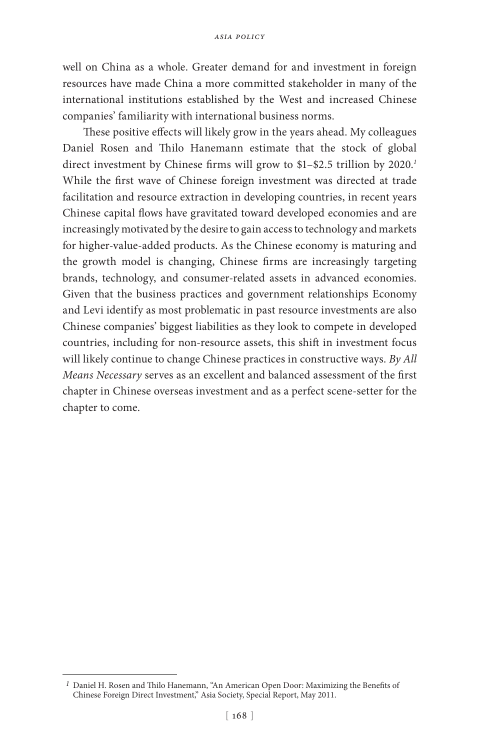well on China as a whole. Greater demand for and investment in foreign resources have made China a more committed stakeholder in many of the international institutions established by the West and increased Chinese companies' familiarity with international business norms.

These positive effects will likely grow in the years ahead. My colleagues Daniel Rosen and Thilo Hanemann estimate that the stock of global direct investment by Chinese firms will grow to \$1–\$2.5 trillion by 2020.[1] While the first wave of Chinese foreign investment was directed at trade facilitation and resource extraction in developing countries, in recent years Chinese capital flows have gravitated toward developed economies and are increasingly motivated by the desire to gain access to technology and markets for higher-value-added products. As the Chinese economy is maturing and the growth model is changing, Chinese firms are increasingly targeting brands, technology, and consumer-related assets in advanced economies. Given that the business practices and government relationships Economy and Levi identify as most problematic in past resource investments are also Chinese companies' biggest liabilities as they look to compete in developed countries, including for non-resource assets, this shift in investment focus will likely continue to change Chinese practices in constructive ways. *By All Means Necessary* serves as an excellent and balanced assessment of the first chapter in Chinese overseas investment and as a perfect scene-setter for the chapter to come.

---

[1] Daniel H. Rosen and Thilo Hanemann, "An American Open Door: Maximizing the Benefits of Chinese Foreign Direct Investment," Asia Society, Special Report, May 2011.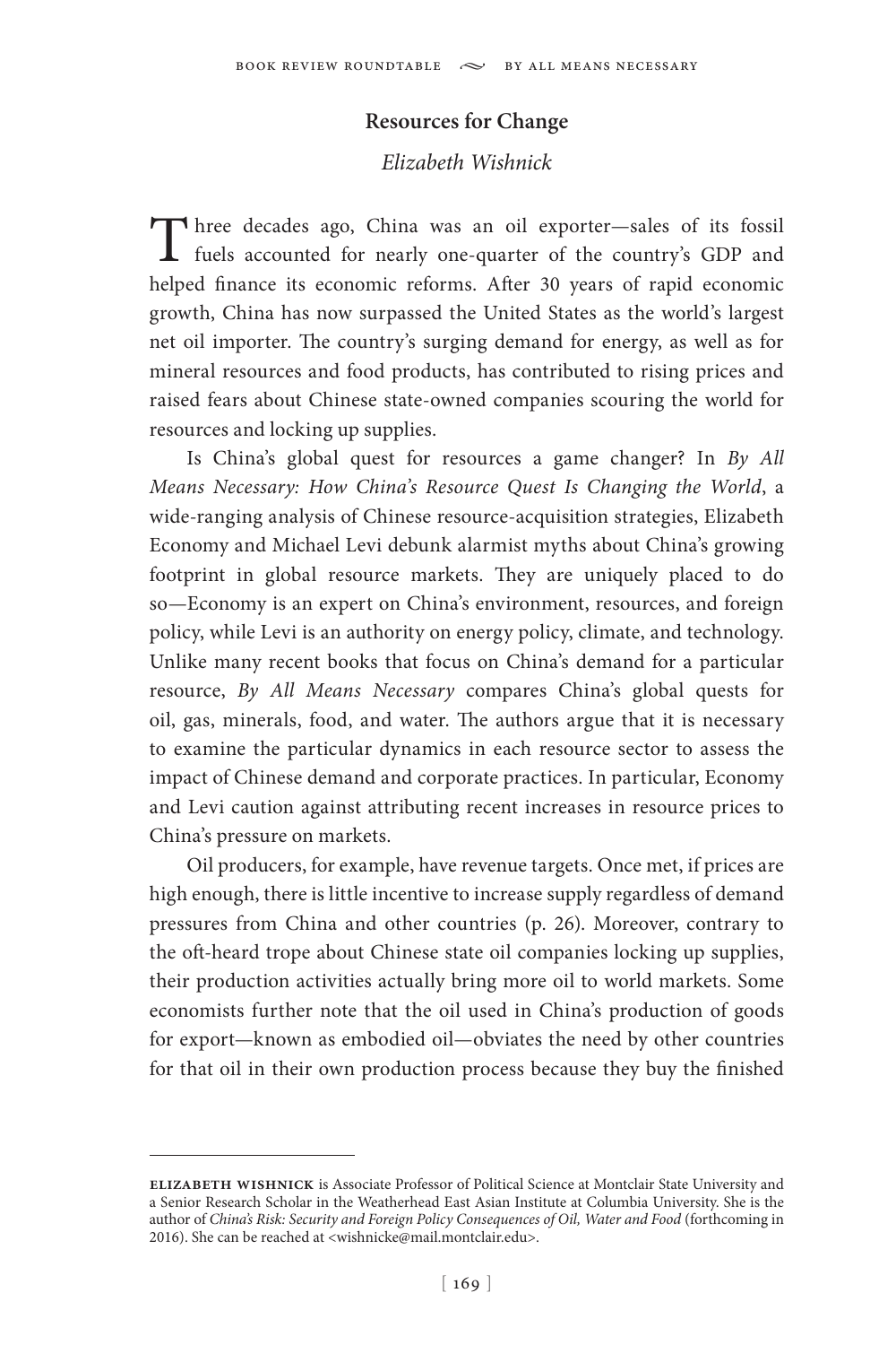## Resources for Change

*Elizabeth Wishnick*

Three decades ago, China was an oil exporter—sales of its fossil fuels accounted for nearly one-quarter of the country's GDP and helped finance its economic reforms. After 30 years of rapid economic growth, China has now surpassed the United States as the world's largest net oil importer. The country's surging demand for energy, as well as for mineral resources and food products, has contributed to rising prices and raised fears about Chinese state-owned companies scouring the world for resources and locking up supplies.

Is China's global quest for resources a game changer? In *By All Means Necessary: How China's Resource Quest Is Changing the World*, a wide-ranging analysis of Chinese resource-acquisition strategies, Elizabeth Economy and Michael Levi debunk alarmist myths about China's growing footprint in global resource markets. They are uniquely placed to do so—Economy is an expert on China's environment, resources, and foreign policy, while Levi is an authority on energy policy, climate, and technology. Unlike many recent books that focus on China's demand for a particular resource, *By All Means Necessary* compares China's global quests for oil, gas, minerals, food, and water. The authors argue that it is necessary to examine the particular dynamics in each resource sector to assess the impact of Chinese demand and corporate practices. In particular, Economy and Levi caution against attributing recent increases in resource prices to China's pressure on markets.

Oil producers, for example, have revenue targets. Once met, if prices are high enough, there is little incentive to increase supply regardless of demand pressures from China and other countries (p. 26). Moreover, contrary to the oft-heard trope about Chinese state oil companies locking up supplies, their production activities actually bring more oil to world markets. Some economists further note that the oil used in China's production of goods for export—known as embodied oil—obviates the need by other countries for that oil in their own production process because they buy the finished

---

**Elizabeth Wishnick** is Associate Professor of Political Science at Montclair State University and a Senior Research Scholar in the Weatherhead East Asian Institute at Columbia University. She is the author of *China's Risk: Security and Foreign Policy Consequences of Oil, Water and Food* (forthcoming in 2016). She can be reached at <wishnicke@mail.montclair.edu>.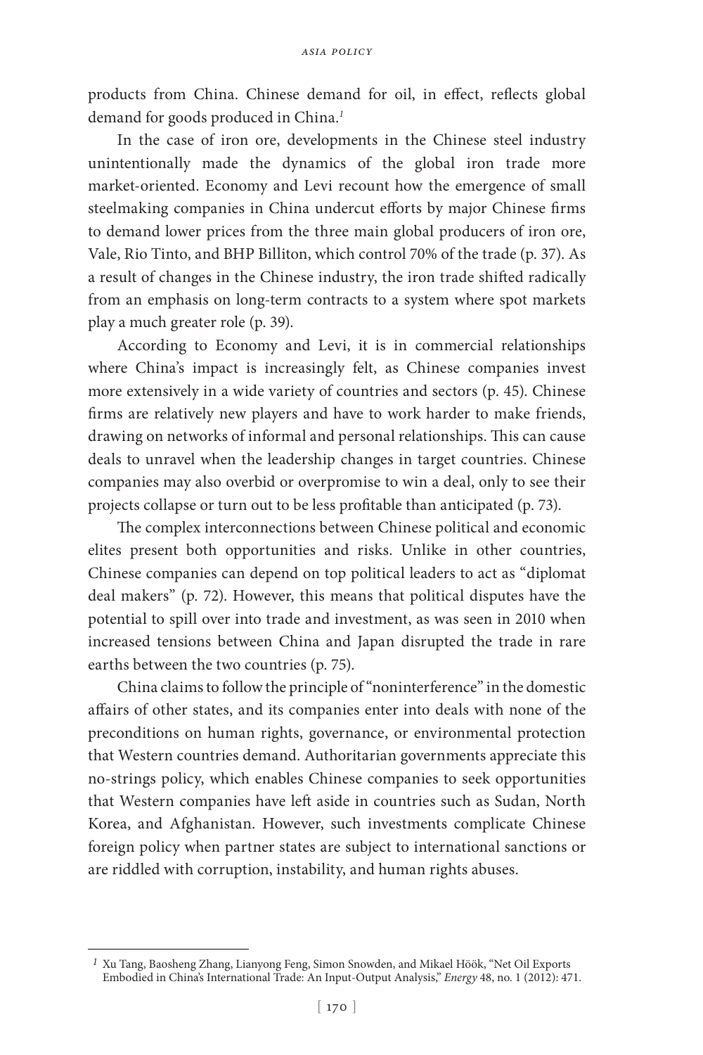products from China. Chinese demand for oil, in effect, reflects global demand for goods produced in China.[1]

In the case of iron ore, developments in the Chinese steel industry unintentionally made the dynamics of the global iron trade more market-oriented. Economy and Levi recount how the emergence of small steelmaking companies in China undercut efforts by major Chinese firms to demand lower prices from the three main global producers of iron ore, Vale, Rio Tinto, and BHP Billiton, which control 70% of the trade (p. 37). As a result of changes in the Chinese industry, the iron trade shifted radically from an emphasis on long-term contracts to a system where spot markets play a much greater role (p. 39).

According to Economy and Levi, it is in commercial relationships where China's impact is increasingly felt, as Chinese companies invest more extensively in a wide variety of countries and sectors (p. 45). Chinese firms are relatively new players and have to work harder to make friends, drawing on networks of informal and personal relationships. This can cause deals to unravel when the leadership changes in target countries. Chinese companies may also overbid or overpromise to win a deal, only to see their projects collapse or turn out to be less profitable than anticipated (p. 73).

The complex interconnections between Chinese political and economic elites present both opportunities and risks. Unlike in other countries, Chinese companies can depend on top political leaders to act as "diplomat deal makers" (p. 72). However, this means that political disputes have the potential to spill over into trade and investment, as was seen in 2010 when increased tensions between China and Japan disrupted the trade in rare earths between the two countries (p. 75).

China claims to follow the principle of "noninterference" in the domestic affairs of other states, and its companies enter into deals with none of the preconditions on human rights, governance, or environmental protection that Western countries demand. Authoritarian governments appreciate this no-strings policy, which enables Chinese companies to seek opportunities that Western companies have left aside in countries such as Sudan, North Korea, and Afghanistan. However, such investments complicate Chinese foreign policy when partner states are subject to international sanctions or are riddled with corruption, instability, and human rights abuses.

---

[1] Xu Tang, Baosheng Zhang, Lianyong Feng, Simon Snowden, and Mikael Höök, "Net Oil Exports Embodied in China's International Trade: An Input-Output Analysis," *Energy* 48, no. 1 (2012): 471.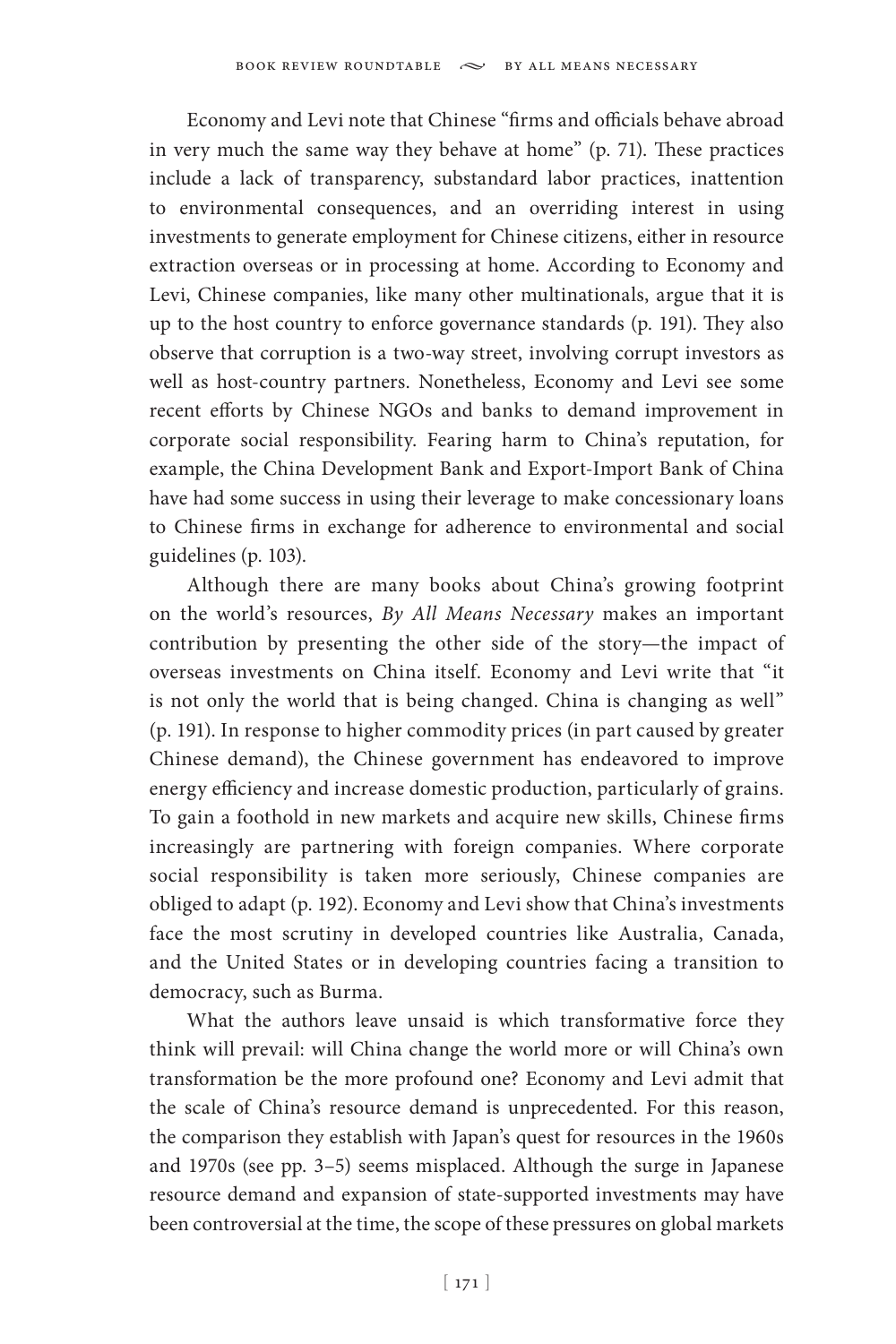Economy and Levi note that Chinese "firms and officials behave abroad in very much the same way they behave at home" (p. 71). These practices include a lack of transparency, substandard labor practices, inattention to environmental consequences, and an overriding interest in using investments to generate employment for Chinese citizens, either in resource extraction overseas or in processing at home. According to Economy and Levi, Chinese companies, like many other multinationals, argue that it is up to the host country to enforce governance standards (p. 191). They also observe that corruption is a two-way street, involving corrupt investors as well as host-country partners. Nonetheless, Economy and Levi see some recent efforts by Chinese NGOs and banks to demand improvement in corporate social responsibility. Fearing harm to China's reputation, for example, the China Development Bank and Export-Import Bank of China have had some success in using their leverage to make concessionary loans to Chinese firms in exchange for adherence to environmental and social guidelines (p. 103).

Although there are many books about China's growing footprint on the world's resources, *By All Means Necessary* makes an important contribution by presenting the other side of the story—the impact of overseas investments on China itself. Economy and Levi write that "it is not only the world that is being changed. China is changing as well" (p. 191). In response to higher commodity prices (in part caused by greater Chinese demand), the Chinese government has endeavored to improve energy efficiency and increase domestic production, particularly of grains. To gain a foothold in new markets and acquire new skills, Chinese firms increasingly are partnering with foreign companies. Where corporate social responsibility is taken more seriously, Chinese companies are obliged to adapt (p. 192). Economy and Levi show that China's investments face the most scrutiny in developed countries like Australia, Canada, and the United States or in developing countries facing a transition to democracy, such as Burma.

What the authors leave unsaid is which transformative force they think will prevail: will China change the world more or will China's own transformation be the more profound one? Economy and Levi admit that the scale of China's resource demand is unprecedented. For this reason, the comparison they establish with Japan's quest for resources in the 1960s and 1970s (see pp. 3–5) seems misplaced. Although the surge in Japanese resource demand and expansion of state-supported investments may have been controversial at the time, the scope of these pressures on global markets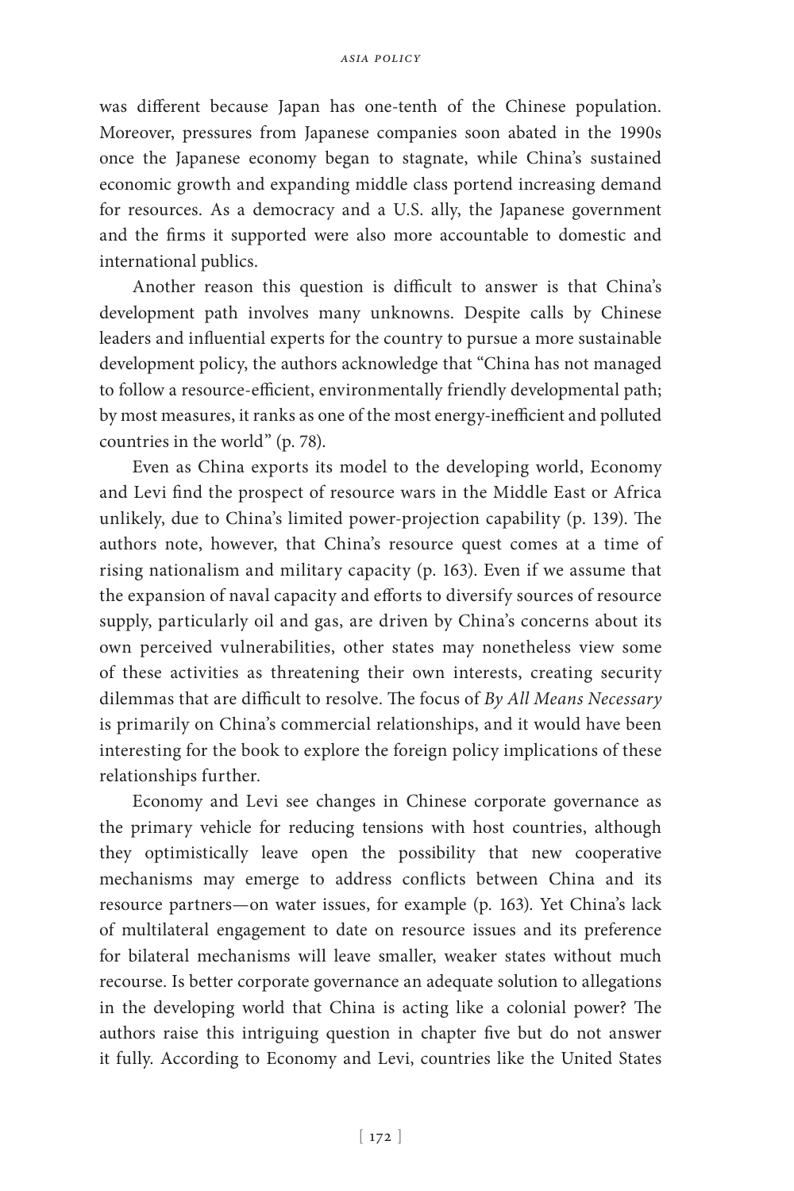was different because Japan has one-tenth of the Chinese population. Moreover, pressures from Japanese companies soon abated in the 1990s once the Japanese economy began to stagnate, while China's sustained economic growth and expanding middle class portend increasing demand for resources. As a democracy and a U.S. ally, the Japanese government and the firms it supported were also more accountable to domestic and international publics.

Another reason this question is difficult to answer is that China's development path involves many unknowns. Despite calls by Chinese leaders and influential experts for the country to pursue a more sustainable development policy, the authors acknowledge that "China has not managed to follow a resource-efficient, environmentally friendly developmental path; by most measures, it ranks as one of the most energy-inefficient and polluted countries in the world" (p. 78).

Even as China exports its model to the developing world, Economy and Levi find the prospect of resource wars in the Middle East or Africa unlikely, due to China's limited power-projection capability (p. 139). The authors note, however, that China's resource quest comes at a time of rising nationalism and military capacity (p. 163). Even if we assume that the expansion of naval capacity and efforts to diversify sources of resource supply, particularly oil and gas, are driven by China's concerns about its own perceived vulnerabilities, other states may nonetheless view some of these activities as threatening their own interests, creating security dilemmas that are difficult to resolve. The focus of *By All Means Necessary* is primarily on China's commercial relationships, and it would have been interesting for the book to explore the foreign policy implications of these relationships further.

Economy and Levi see changes in Chinese corporate governance as the primary vehicle for reducing tensions with host countries, although they optimistically leave open the possibility that new cooperative mechanisms may emerge to address conflicts between China and its resource partners—on water issues, for example (p. 163). Yet China's lack of multilateral engagement to date on resource issues and its preference for bilateral mechanisms will leave smaller, weaker states without much recourse. Is better corporate governance an adequate solution to allegations in the developing world that China is acting like a colonial power? The authors raise this intriguing question in chapter five but do not answer it fully. According to Economy and Levi, countries like the United States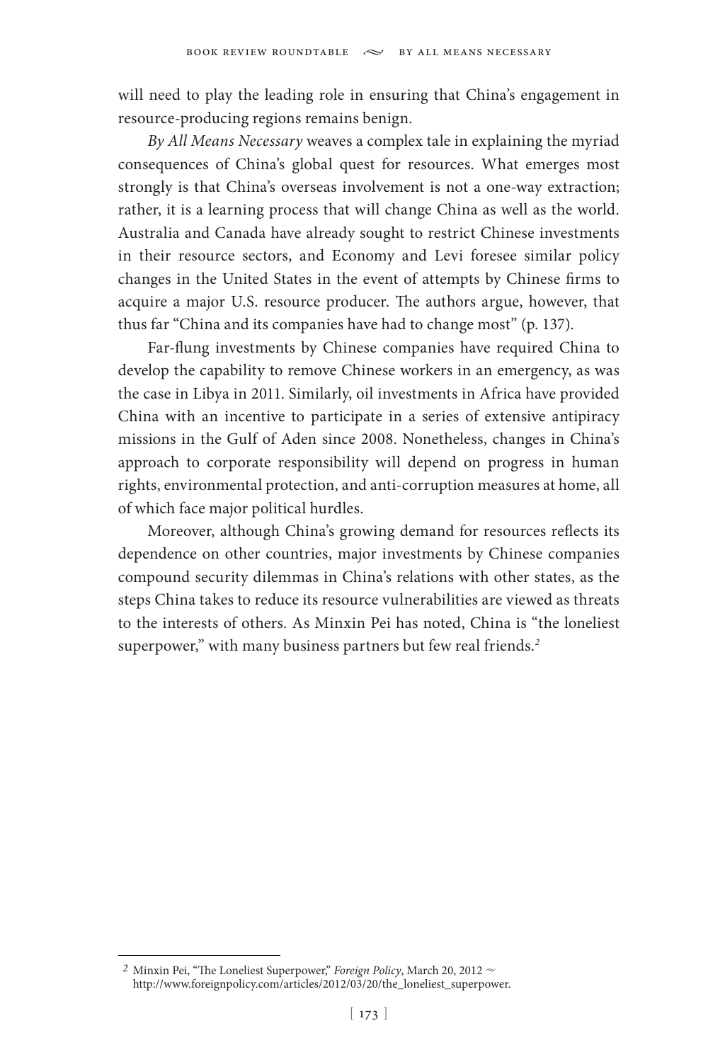will need to play the leading role in ensuring that China's engagement in resource-producing regions remains benign.

*By All Means Necessary* weaves a complex tale in explaining the myriad consequences of China's global quest for resources. What emerges most strongly is that China's overseas involvement is not a one-way extraction; rather, it is a learning process that will change China as well as the world. Australia and Canada have already sought to restrict Chinese investments in their resource sectors, and Economy and Levi foresee similar policy changes in the United States in the event of attempts by Chinese firms to acquire a major U.S. resource producer. The authors argue, however, that thus far "China and its companies have had to change most" (p. 137).

Far-flung investments by Chinese companies have required China to develop the capability to remove Chinese workers in an emergency, as was the case in Libya in 2011. Similarly, oil investments in Africa have provided China with an incentive to participate in a series of extensive antipiracy missions in the Gulf of Aden since 2008. Nonetheless, changes in China's approach to corporate responsibility will depend on progress in human rights, environmental protection, and anti-corruption measures at home, all of which face major political hurdles.

Moreover, although China's growing demand for resources reflects its dependence on other countries, major investments by Chinese companies compound security dilemmas in China's relations with other states, as the steps China takes to reduce its resource vulnerabilities are viewed as threats to the interests of others. As Minxin Pei has noted, China is "the loneliest superpower," with many business partners but few real friends.[2]

---

[2] Minxin Pei, "The Loneliest Superpower," *Foreign Policy*, March 20, 2012 ~ http://www.foreignpolicy.com/articles/2012/03/20/the_loneliest_superpower.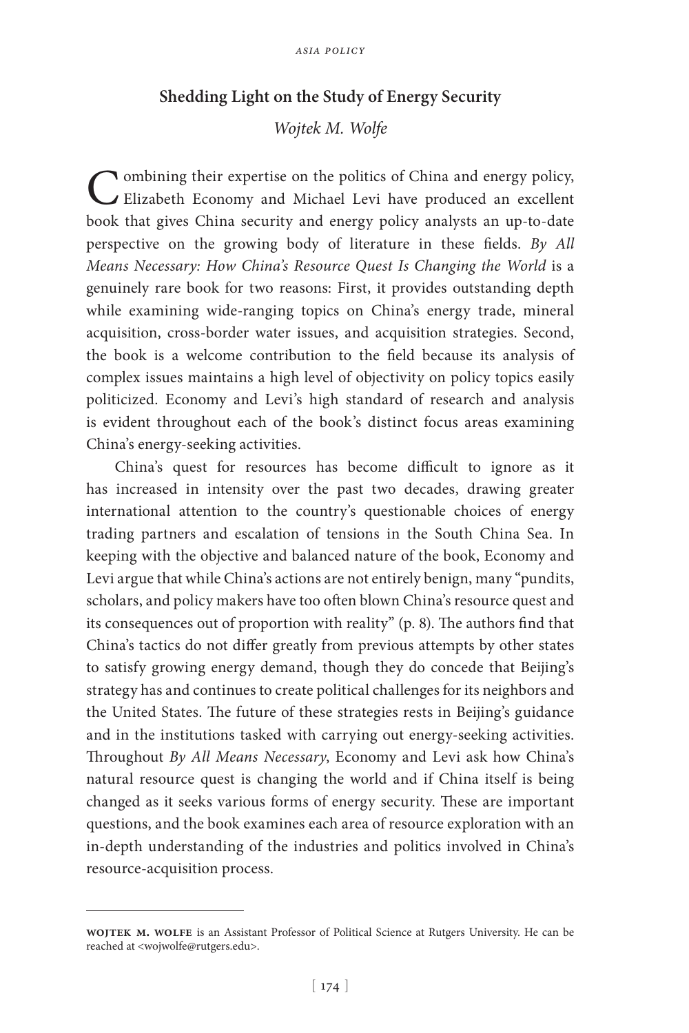## Shedding Light on the Study of Energy Security

*Wojtek M. Wolfe*

Combining their expertise on the politics of China and energy policy, Elizabeth Economy and Michael Levi have produced an excellent book that gives China security and energy policy analysts an up-to-date perspective on the growing body of literature in these fields. *By All Means Necessary: How China's Resource Quest Is Changing the World* is a genuinely rare book for two reasons: First, it provides outstanding depth while examining wide-ranging topics on China's energy trade, mineral acquisition, cross-border water issues, and acquisition strategies. Second, the book is a welcome contribution to the field because its analysis of complex issues maintains a high level of objectivity on policy topics easily politicized. Economy and Levi's high standard of research and analysis is evident throughout each of the book's distinct focus areas examining China's energy-seeking activities.

China's quest for resources has become difficult to ignore as it has increased in intensity over the past two decades, drawing greater international attention to the country's questionable choices of energy trading partners and escalation of tensions in the South China Sea. In keeping with the objective and balanced nature of the book, Economy and Levi argue that while China's actions are not entirely benign, many "pundits, scholars, and policy makers have too often blown China's resource quest and its consequences out of proportion with reality" (p. 8). The authors find that China's tactics do not differ greatly from previous attempts by other states to satisfy growing energy demand, though they do concede that Beijing's strategy has and continues to create political challenges for its neighbors and the United States. The future of these strategies rests in Beijing's guidance and in the institutions tasked with carrying out energy-seeking activities. Throughout *By All Means Necessary*, Economy and Levi ask how China's natural resource quest is changing the world and if China itself is being changed as it seeks various forms of energy security. These are important questions, and the book examines each area of resource exploration with an in-depth understanding of the industries and politics involved in China's resource-acquisition process.

---

**Wojtek M. Wolfe** is an Assistant Professor of Political Science at Rutgers University. He can be reached at <wojwolfe@rutgers.edu>.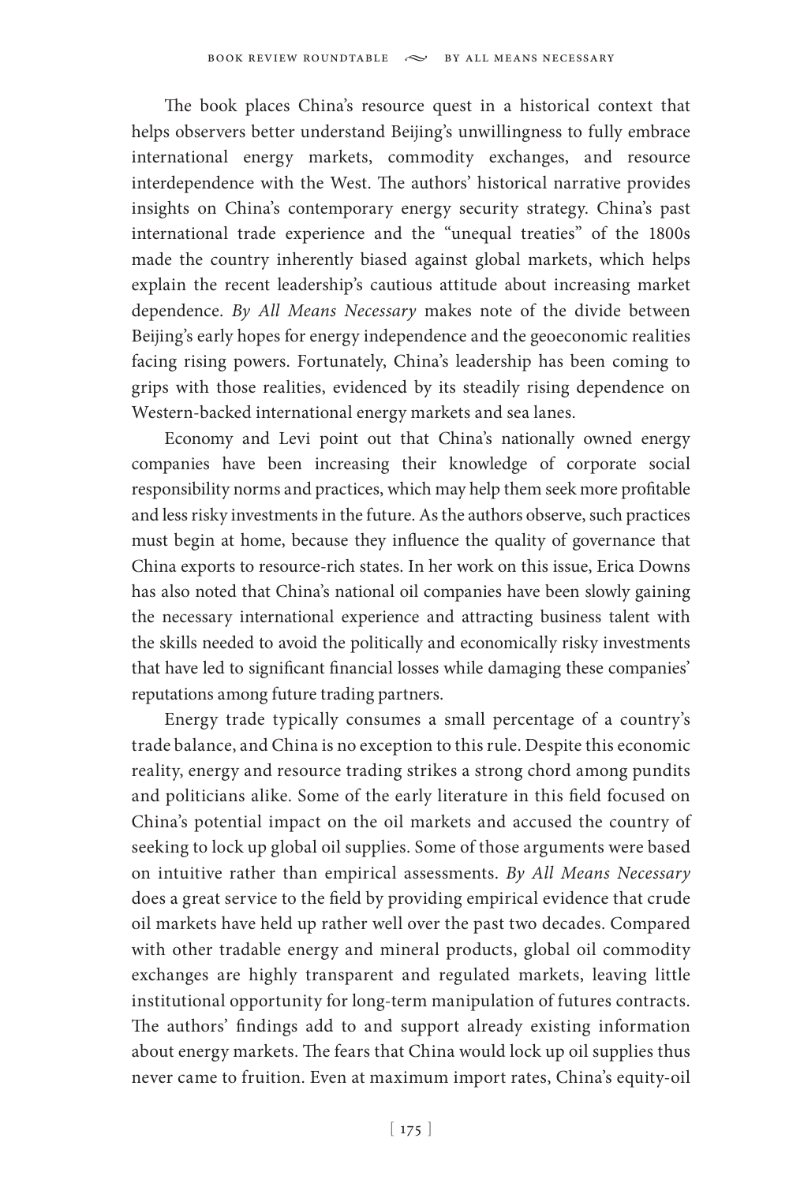The book places China's resource quest in a historical context that helps observers better understand Beijing's unwillingness to fully embrace international energy markets, commodity exchanges, and resource interdependence with the West. The authors' historical narrative provides insights on China's contemporary energy security strategy. China's past international trade experience and the "unequal treaties" of the 1800s made the country inherently biased against global markets, which helps explain the recent leadership's cautious attitude about increasing market dependence. *By All Means Necessary* makes note of the divide between Beijing's early hopes for energy independence and the geoeconomic realities facing rising powers. Fortunately, China's leadership has been coming to grips with those realities, evidenced by its steadily rising dependence on Western-backed international energy markets and sea lanes.

Economy and Levi point out that China's nationally owned energy companies have been increasing their knowledge of corporate social responsibility norms and practices, which may help them seek more profitable and less risky investments in the future. As the authors observe, such practices must begin at home, because they influence the quality of governance that China exports to resource-rich states. In her work on this issue, Erica Downs has also noted that China's national oil companies have been slowly gaining the necessary international experience and attracting business talent with the skills needed to avoid the politically and economically risky investments that have led to significant financial losses while damaging these companies' reputations among future trading partners.

Energy trade typically consumes a small percentage of a country's trade balance, and China is no exception to this rule. Despite this economic reality, energy and resource trading strikes a strong chord among pundits and politicians alike. Some of the early literature in this field focused on China's potential impact on the oil markets and accused the country of seeking to lock up global oil supplies. Some of those arguments were based on intuitive rather than empirical assessments. *By All Means Necessary* does a great service to the field by providing empirical evidence that crude oil markets have held up rather well over the past two decades. Compared with other tradable energy and mineral products, global oil commodity exchanges are highly transparent and regulated markets, leaving little institutional opportunity for long-term manipulation of futures contracts. The authors' findings add to and support already existing information about energy markets. The fears that China would lock up oil supplies thus never came to fruition. Even at maximum import rates, China's equity-oil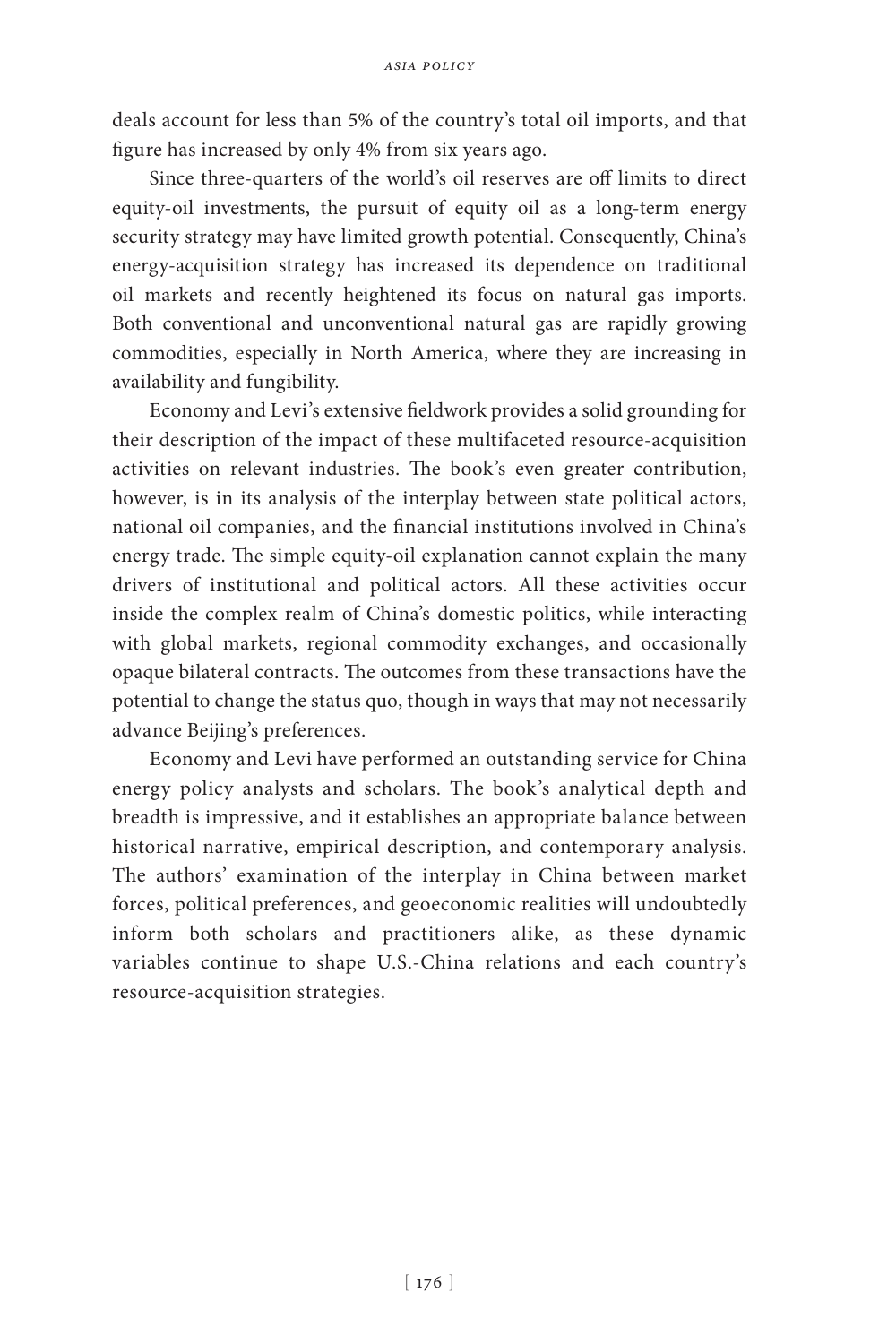deals account for less than 5% of the country's total oil imports, and that figure has increased by only 4% from six years ago.

Since three-quarters of the world's oil reserves are off limits to direct equity-oil investments, the pursuit of equity oil as a long-term energy security strategy may have limited growth potential. Consequently, China's energy-acquisition strategy has increased its dependence on traditional oil markets and recently heightened its focus on natural gas imports. Both conventional and unconventional natural gas are rapidly growing commodities, especially in North America, where they are increasing in availability and fungibility.

Economy and Levi's extensive fieldwork provides a solid grounding for their description of the impact of these multifaceted resource-acquisition activities on relevant industries. The book's even greater contribution, however, is in its analysis of the interplay between state political actors, national oil companies, and the financial institutions involved in China's energy trade. The simple equity-oil explanation cannot explain the many drivers of institutional and political actors. All these activities occur inside the complex realm of China's domestic politics, while interacting with global markets, regional commodity exchanges, and occasionally opaque bilateral contracts. The outcomes from these transactions have the potential to change the status quo, though in ways that may not necessarily advance Beijing's preferences.

Economy and Levi have performed an outstanding service for China energy policy analysts and scholars. The book's analytical depth and breadth is impressive, and it establishes an appropriate balance between historical narrative, empirical description, and contemporary analysis. The authors' examination of the interplay in China between market forces, political preferences, and geoeconomic realities will undoubtedly inform both scholars and practitioners alike, as these dynamic variables continue to shape U.S.-China relations and each country's resource-acquisition strategies.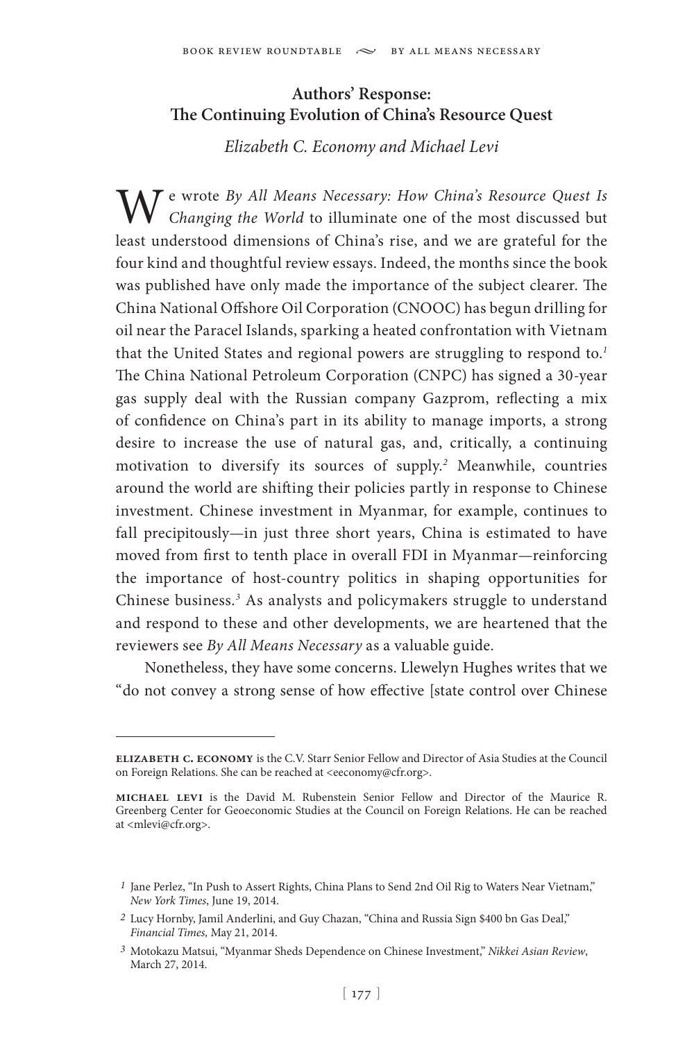## Authors' Response: The Continuing Evolution of China's Resource Quest

*Elizabeth C. Economy and Michael Levi*

We wrote *By All Means Necessary: How China's Resource Quest Is Changing the World* to illuminate one of the most discussed but least understood dimensions of China's rise, and we are grateful for the four kind and thoughtful review essays. Indeed, the months since the book was published have only made the importance of the subject clearer. The China National Offshore Oil Corporation (CNOOC) has begun drilling for oil near the Paracel Islands, sparking a heated confrontation with Vietnam that the United States and regional powers are struggling to respond to.[1] The China National Petroleum Corporation (CNPC) has signed a 30-year gas supply deal with the Russian company Gazprom, reflecting a mix of confidence on China's part in its ability to manage imports, a strong desire to increase the use of natural gas, and, critically, a continuing motivation to diversify its sources of supply.[2] Meanwhile, countries around the world are shifting their policies partly in response to Chinese investment. Chinese investment in Myanmar, for example, continues to fall precipitously—in just three short years, China is estimated to have moved from first to tenth place in overall FDI in Myanmar—reinforcing the importance of host-country politics in shaping opportunities for Chinese business.[3] As analysts and policymakers struggle to understand and respond to these and other developments, we are heartened that the reviewers see *By All Means Necessary* as a valuable guide.

Nonetheless, they have some concerns. Llewelyn Hughes writes that we "do not convey a strong sense of how effective [state control over Chinese

---

**Elizabeth C. Economy** is the C.V. Starr Senior Fellow and Director of Asia Studies at the Council on Foreign Relations. She can be reached at <eeconomy@cfr.org>.

**Michael Levi** is the David M. Rubenstein Senior Fellow and Director of the Maurice R. Greenberg Center for Geoeconomic Studies at the Council on Foreign Relations. He can be reached at <mlevi@cfr.org>.

---

1 Jane Perlez, "In Push to Assert Rights, China Plans to Send 2nd Oil Rig to Waters Near Vietnam," *New York Times*, June 19, 2014.

2 Lucy Hornby, Jamil Anderlini, and Guy Chazan, "China and Russia Sign $400 bn Gas Deal," *Financial Times,* May 21, 2014.

3 Motokazu Matsui, "Myanmar Sheds Dependence on Chinese Investment," *Nikkei Asian Review*, March 27, 2014.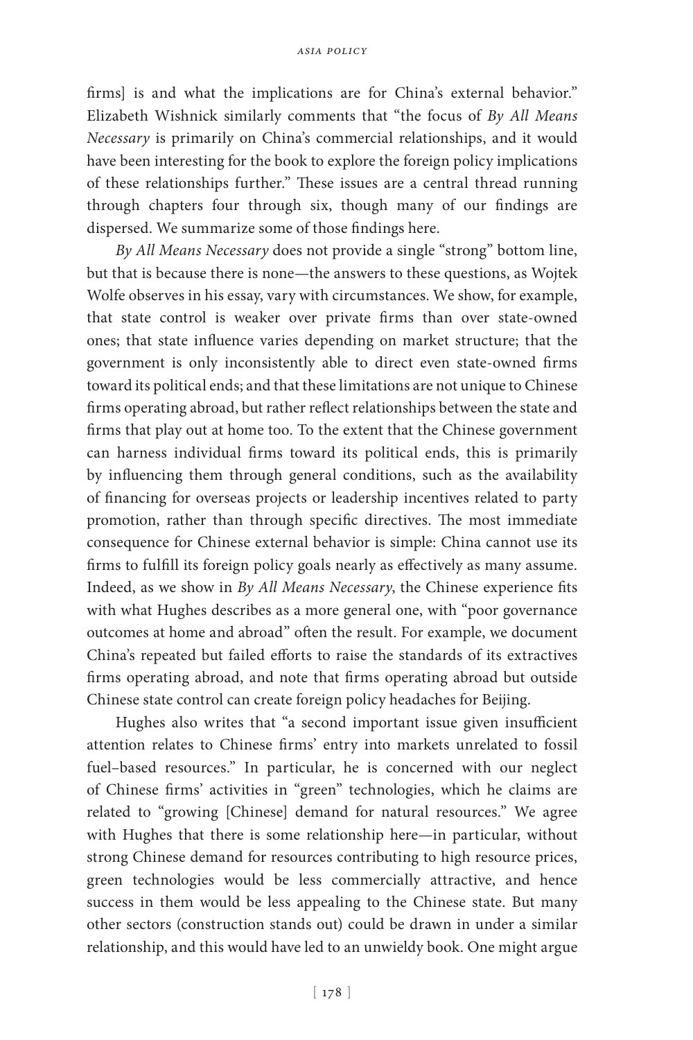firms] is and what the implications are for China's external behavior." Elizabeth Wishnick similarly comments that "the focus of *By All Means Necessary* is primarily on China's commercial relationships, and it would have been interesting for the book to explore the foreign policy implications of these relationships further." These issues are a central thread running through chapters four through six, though many of our findings are dispersed. We summarize some of those findings here.

*By All Means Necessary* does not provide a single "strong" bottom line, but that is because there is none—the answers to these questions, as Wojtek Wolfe observes in his essay, vary with circumstances. We show, for example, that state control is weaker over private firms than over state-owned ones; that state influence varies depending on market structure; that the government is only inconsistently able to direct even state-owned firms toward its political ends; and that these limitations are not unique to Chinese firms operating abroad, but rather reflect relationships between the state and firms that play out at home too. To the extent that the Chinese government can harness individual firms toward its political ends, this is primarily by influencing them through general conditions, such as the availability of financing for overseas projects or leadership incentives related to party promotion, rather than through specific directives. The most immediate consequence for Chinese external behavior is simple: China cannot use its firms to fulfill its foreign policy goals nearly as effectively as many assume. Indeed, as we show in *By All Means Necessary*, the Chinese experience fits with what Hughes describes as a more general one, with "poor governance outcomes at home and abroad" often the result. For example, we document China's repeated but failed efforts to raise the standards of its extractives firms operating abroad, and note that firms operating abroad but outside Chinese state control can create foreign policy headaches for Beijing.

Hughes also writes that "a second important issue given insufficient attention relates to Chinese firms' entry into markets unrelated to fossil fuel–based resources." In particular, he is concerned with our neglect of Chinese firms' activities in "green" technologies, which he claims are related to "growing [Chinese] demand for natural resources." We agree with Hughes that there is some relationship here—in particular, without strong Chinese demand for resources contributing to high resource prices, green technologies would be less commercially attractive, and hence success in them would be less appealing to the Chinese state. But many other sectors (construction stands out) could be drawn in under a similar relationship, and this would have led to an unwieldy book. One might argue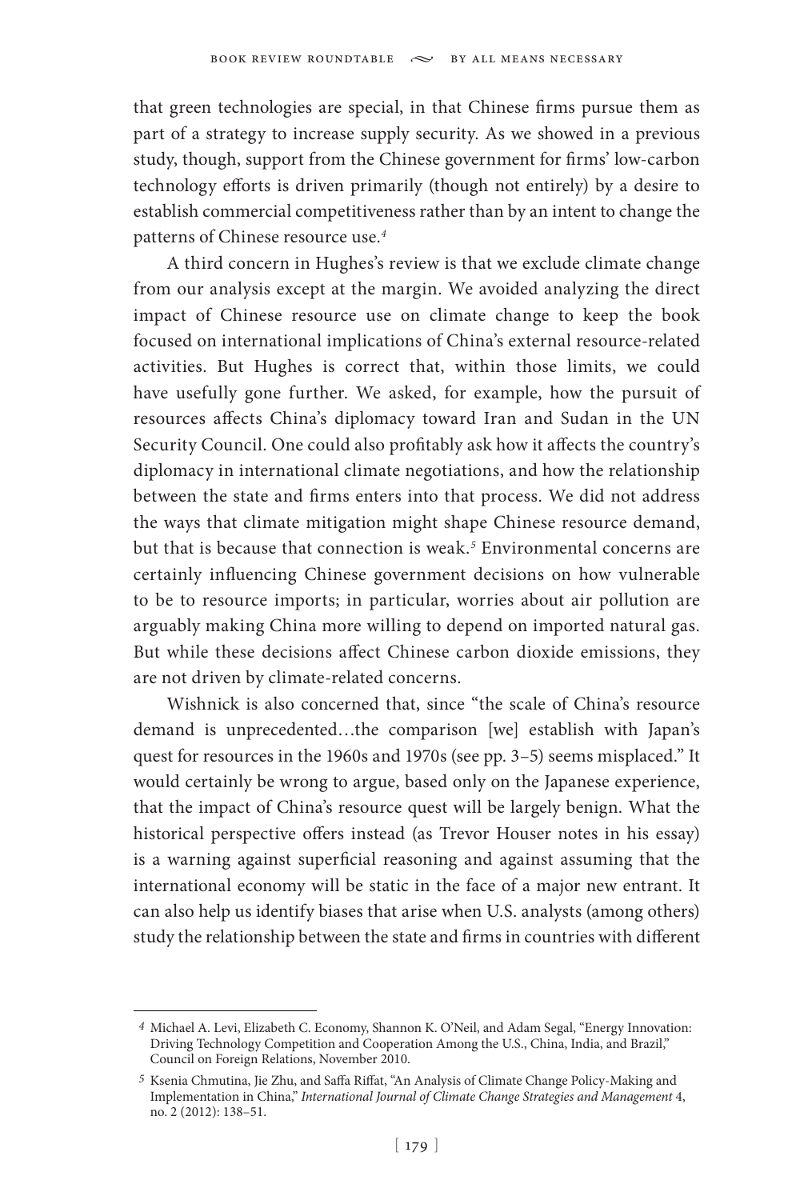that green technologies are special, in that Chinese firms pursue them as part of a strategy to increase supply security. As we showed in a previous study, though, support from the Chinese government for firms' low-carbon technology efforts is driven primarily (though not entirely) by a desire to establish commercial competitiveness rather than by an intent to change the patterns of Chinese resource use.[4]

A third concern in Hughes's review is that we exclude climate change from our analysis except at the margin. We avoided analyzing the direct impact of Chinese resource use on climate change to keep the book focused on international implications of China's external resource-related activities. But Hughes is correct that, within those limits, we could have usefully gone further. We asked, for example, how the pursuit of resources affects China's diplomacy toward Iran and Sudan in the UN Security Council. One could also profitably ask how it affects the country's diplomacy in international climate negotiations, and how the relationship between the state and firms enters into that process. We did not address the ways that climate mitigation might shape Chinese resource demand, but that is because that connection is weak.[5] Environmental concerns are certainly influencing Chinese government decisions on how vulnerable to be to resource imports; in particular, worries about air pollution are arguably making China more willing to depend on imported natural gas. But while these decisions affect Chinese carbon dioxide emissions, they are not driven by climate-related concerns.

Wishnick is also concerned that, since "the scale of China's resource demand is unprecedented…the comparison [we] establish with Japan's quest for resources in the 1960s and 1970s (see pp. 3–5) seems misplaced." It would certainly be wrong to argue, based only on the Japanese experience, that the impact of China's resource quest will be largely benign. What the historical perspective offers instead (as Trevor Houser notes in his essay) is a warning against superficial reasoning and against assuming that the international economy will be static in the face of a major new entrant. It can also help us identify biases that arise when U.S. analysts (among others) study the relationship between the state and firms in countries with different

---

[4] Michael A. Levi, Elizabeth C. Economy, Shannon K. O'Neil, and Adam Segal, "Energy Innovation: Driving Technology Competition and Cooperation Among the U.S., China, India, and Brazil," Council on Foreign Relations, November 2010.

[5] Ksenia Chmutina, Jie Zhu, and Saffa Riffat, "An Analysis of Climate Change Policy-Making and Implementation in China," *International Journal of Climate Change Strategies and Management* 4, no. 2 (2012): 138–51.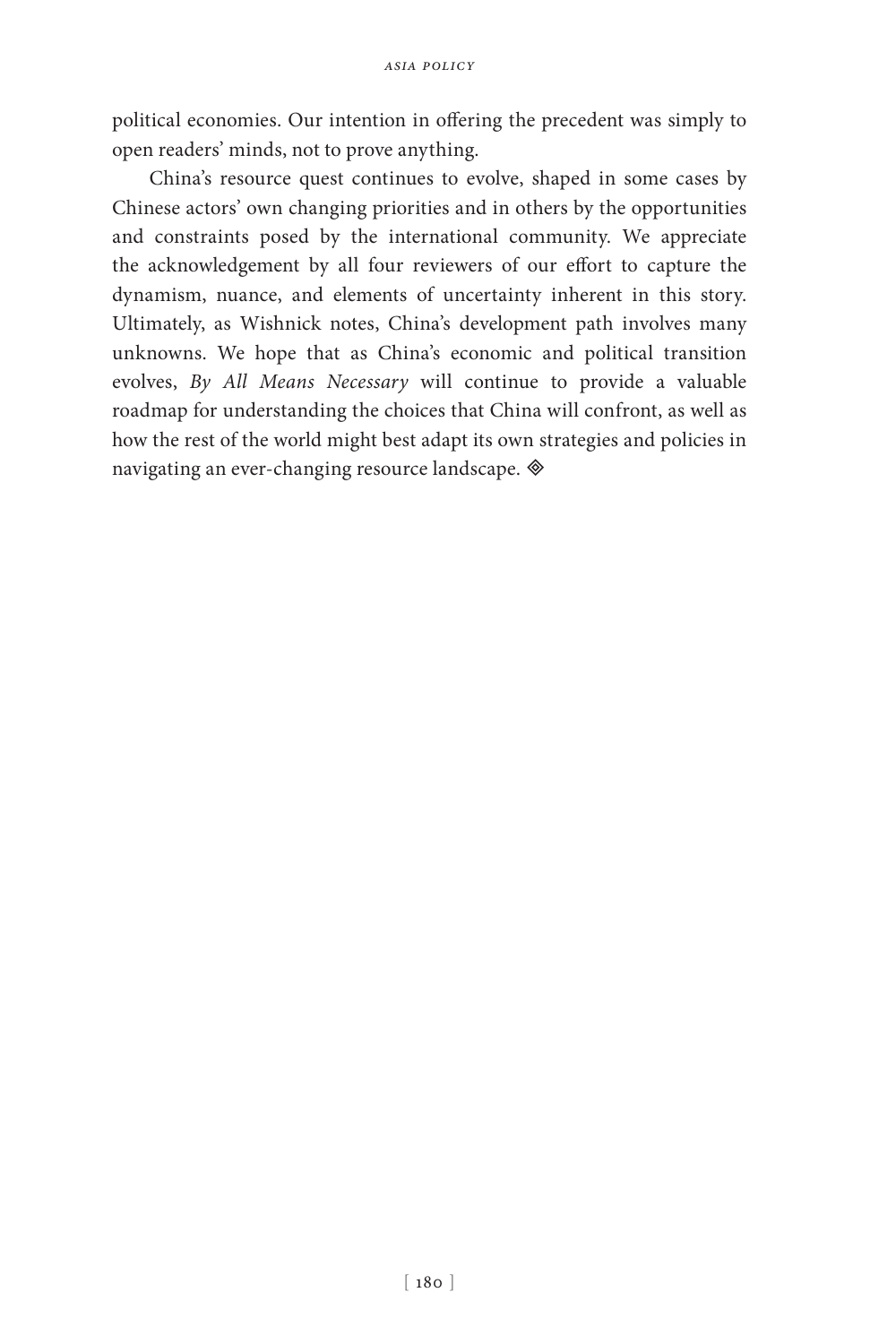political economies. Our intention in offering the precedent was simply to open readers' minds, not to prove anything.

China's resource quest continues to evolve, shaped in some cases by Chinese actors' own changing priorities and in others by the opportunities and constraints posed by the international community. We appreciate the acknowledgement by all four reviewers of our effort to capture the dynamism, nuance, and elements of uncertainty inherent in this story. Ultimately, as Wishnick notes, China's development path involves many unknowns. We hope that as China's economic and political transition evolves, *By All Means Necessary* will continue to provide a valuable roadmap for understanding the choices that China will confront, as well as how the rest of the world might best adapt its own strategies and policies in navigating an ever-changing resource landscape. ◈